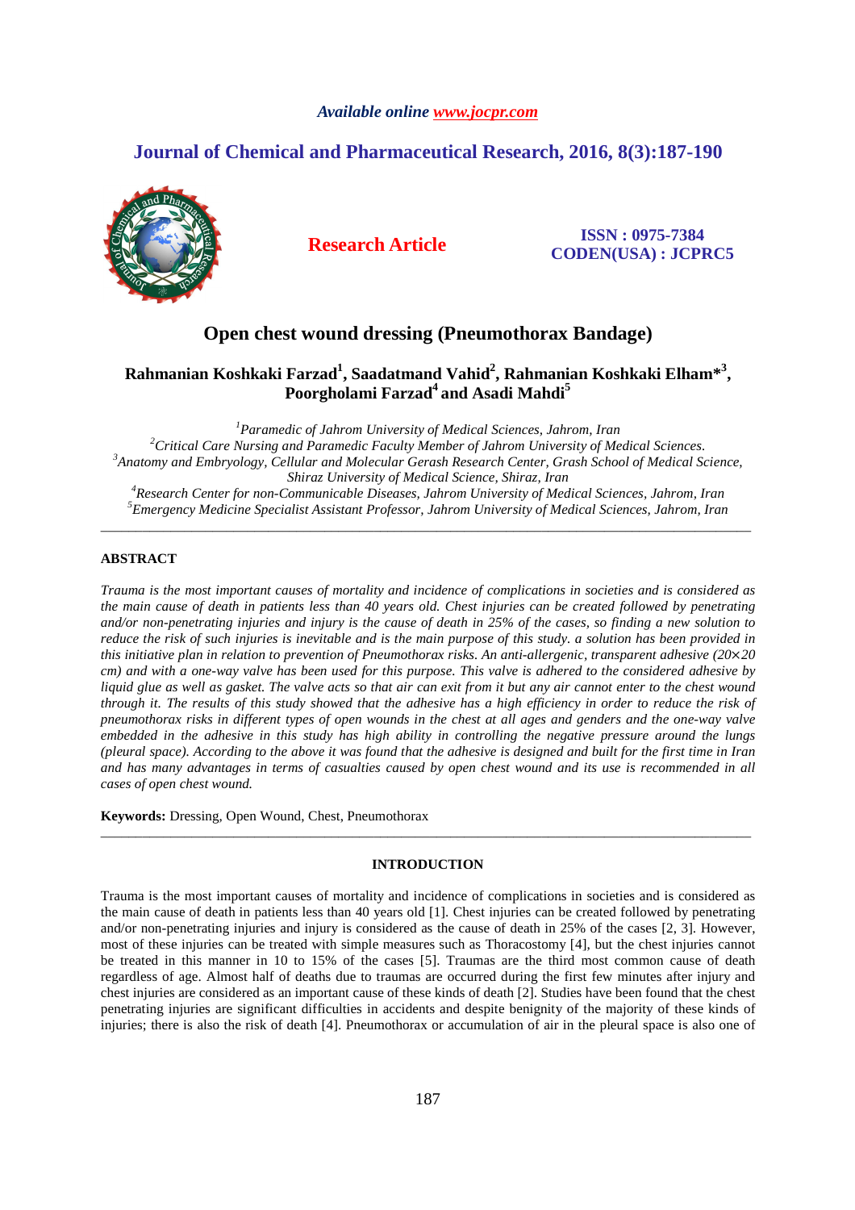*Available online www.jocpr.com*

## Journal of Chemical and Pharmaceutical Research, 2016, 8(3):187-190

**Research Article**

**ISSN : 0975-7384**
**CODEN(USA) : JCPRC5**

# Open chest wound dressing (Pneumothorax Bandage)

**Rahmanian Koshkaki Farzad[1], Saadatmand Vahid[2], Rahmanian Koshkaki Elham*[3], Poorgholami Farzad[4] and Asadi Mahdi[5]**

[1]*Paramedic of Jahrom University of Medical Sciences, Jahrom, Iran*
[2]*Critical Care Nursing and Paramedic Faculty Member of Jahrom University of Medical Sciences.*
[3]*Anatomy and Embryology, Cellular and Molecular Gerash Research Center, Grash School of Medical Science, Shiraz University of Medical Science, Shiraz, Iran*
[4]*Research Center for non-Communicable Diseases, Jahrom University of Medical Sciences, Jahrom, Iran*
[5]*Emergency Medicine Specialist Assistant Professor, Jahrom University of Medical Sciences, Jahrom, Iran*

---

## ABSTRACT

*Trauma is the most important causes of mortality and incidence of complications in societies and is considered as the main cause of death in patients less than 40 years old. Chest injuries can be created followed by penetrating and/or non-penetrating injuries and injury is the cause of death in 25% of the cases, so finding a new solution to reduce the risk of such injuries is inevitable and is the main purpose of this study. a solution has been provided in this initiative plan in relation to prevention of Pneumothorax risks. An anti-allergenic, transparent adhesive (20×20 cm) and with a one-way valve has been used for this purpose. This valve is adhered to the considered adhesive by liquid glue as well as gasket. The valve acts so that air can exit from it but any air cannot enter to the chest wound through it. The results of this study showed that the adhesive has a high efficiency in order to reduce the risk of pneumothorax risks in different types of open wounds in the chest at all ages and genders and the one-way valve embedded in the adhesive in this study has high ability in controlling the negative pressure around the lungs (pleural space). According to the above it was found that the adhesive is designed and built for the first time in Iran and has many advantages in terms of casualties caused by open chest wound and its use is recommended in all cases of open chest wound.*

**Keywords:** Dressing, Open Wound, Chest, Pneumothorax

---

## INTRODUCTION

Trauma is the most important causes of mortality and incidence of complications in societies and is considered as the main cause of death in patients less than 40 years old [1]. Chest injuries can be created followed by penetrating and/or non-penetrating injuries and injury is considered as the cause of death in 25% of the cases [2, 3]. However, most of these injuries can be treated with simple measures such as Thoracostomy [4], but the chest injuries cannot be treated in this manner in 10 to 15% of the cases [5]. Traumas are the third most common cause of death regardless of age. Almost half of deaths due to traumas are occurred during the first few minutes after injury and chest injuries are considered as an important cause of these kinds of death [2]. Studies have been found that the chest penetrating injuries are significant difficulties in accidents and despite benignity of the majority of these kinds of injuries; there is also the risk of death [4]. Pneumothorax or accumulation of air in the pleural space is also one of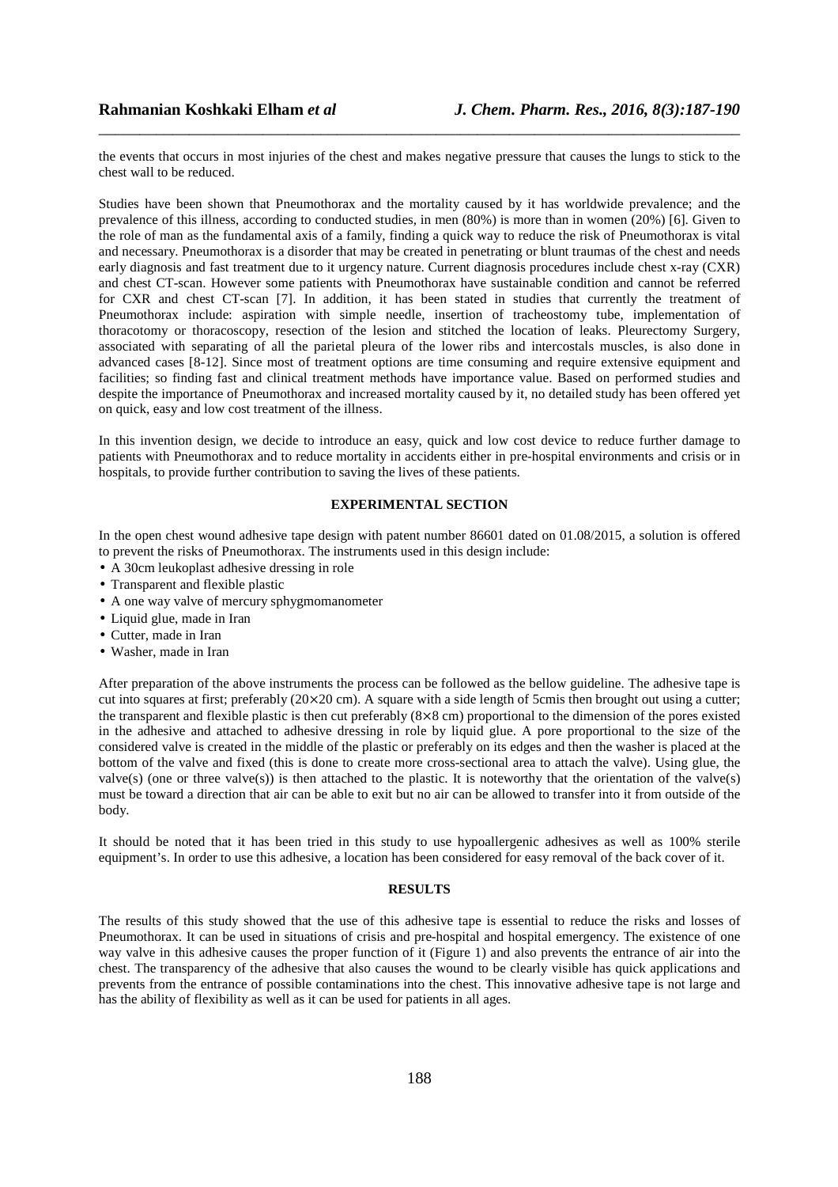the events that occurs in most injuries of the chest and makes negative pressure that causes the lungs to stick to the chest wall to be reduced.

Studies have been shown that Pneumothorax and the mortality caused by it has worldwide prevalence; and the prevalence of this illness, according to conducted studies, in men (80%) is more than in women (20%) [6]. Given to the role of man as the fundamental axis of a family, finding a quick way to reduce the risk of Pneumothorax is vital and necessary. Pneumothorax is a disorder that may be created in penetrating or blunt traumas of the chest and needs early diagnosis and fast treatment due to it urgency nature. Current diagnosis procedures include chest x-ray (CXR) and chest CT-scan. However some patients with Pneumothorax have sustainable condition and cannot be referred for CXR and chest CT-scan [7]. In addition, it has been stated in studies that currently the treatment of Pneumothorax include: aspiration with simple needle, insertion of tracheostomy tube, implementation of thoracotomy or thoracoscopy, resection of the lesion and stitched the location of leaks. Pleurectomy Surgery, associated with separating of all the parietal pleura of the lower ribs and intercostals muscles, is also done in advanced cases [8-12]. Since most of treatment options are time consuming and require extensive equipment and facilities; so finding fast and clinical treatment methods have importance value. Based on performed studies and despite the importance of Pneumothorax and increased mortality caused by it, no detailed study has been offered yet on quick, easy and low cost treatment of the illness.

In this invention design, we decide to introduce an easy, quick and low cost device to reduce further damage to patients with Pneumothorax and to reduce mortality in accidents either in pre-hospital environments and crisis or in hospitals, to provide further contribution to saving the lives of these patients.

## EXPERIMENTAL SECTION

In the open chest wound adhesive tape design with patent number 86601 dated on 01.08/2015, a solution is offered to prevent the risks of Pneumothorax. The instruments used in this design include:

- A 30cm leukoplast adhesive dressing in role
- Transparent and flexible plastic
- A one way valve of mercury sphygmomanometer
- Liquid glue, made in Iran
- Cutter, made in Iran
- Washer, made in Iran

After preparation of the above instruments the process can be followed as the bellow guideline. The adhesive tape is cut into squares at first; preferably (20×20 cm). A square with a side length of 5cmis then brought out using a cutter; the transparent and flexible plastic is then cut preferably (8×8 cm) proportional to the dimension of the pores existed in the adhesive and attached to adhesive dressing in role by liquid glue. A pore proportional to the size of the considered valve is created in the middle of the plastic or preferably on its edges and then the washer is placed at the bottom of the valve and fixed (this is done to create more cross-sectional area to attach the valve). Using glue, the valve(s) (one or three valve(s)) is then attached to the plastic. It is noteworthy that the orientation of the valve(s) must be toward a direction that air can be able to exit but no air can be allowed to transfer into it from outside of the body.

It should be noted that it has been tried in this study to use hypoallergenic adhesives as well as 100% sterile equipment's. In order to use this adhesive, a location has been considered for easy removal of the back cover of it.

## RESULTS

The results of this study showed that the use of this adhesive tape is essential to reduce the risks and losses of Pneumothorax. It can be used in situations of crisis and pre-hospital and hospital emergency. The existence of one way valve in this adhesive causes the proper function of it (Figure 1) and also prevents the entrance of air into the chest. The transparency of the adhesive that also causes the wound to be clearly visible has quick applications and prevents from the entrance of possible contaminations into the chest. This innovative adhesive tape is not large and has the ability of flexibility as well as it can be used for patients in all ages.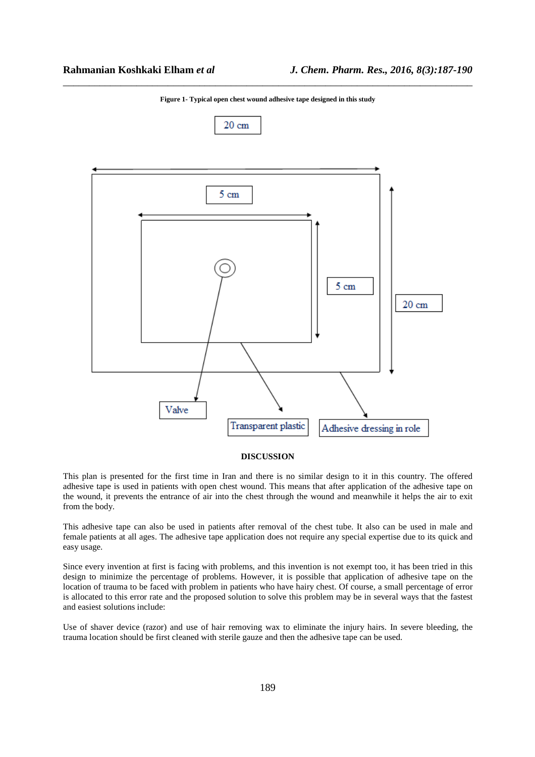**Figure 1- Typical open chest wound adhesive tape designed in this study**

20 cm

5 cm

5 cm

20 cm

Valve

Transparent plastic

Adhesive dressing in role

## DISCUSSION

This plan is presented for the first time in Iran and there is no similar design to it in this country. The offered adhesive tape is used in patients with open chest wound. This means that after application of the adhesive tape on the wound, it prevents the entrance of air into the chest through the wound and meanwhile it helps the air to exit from the body.

This adhesive tape can also be used in patients after removal of the chest tube. It also can be used in male and female patients at all ages. The adhesive tape application does not require any special expertise due to its quick and easy usage.

Since every invention at first is facing with problems, and this invention is not exempt too, it has been tried in this design to minimize the percentage of problems. However, it is possible that application of adhesive tape on the location of trauma to be faced with problem in patients who have hairy chest. Of course, a small percentage of error is allocated to this error rate and the proposed solution to solve this problem may be in several ways that the fastest and easiest solutions include:

Use of shaver device (razor) and use of hair removing wax to eliminate the injury hairs. In severe bleeding, the trauma location should be first cleaned with sterile gauze and then the adhesive tape can be used.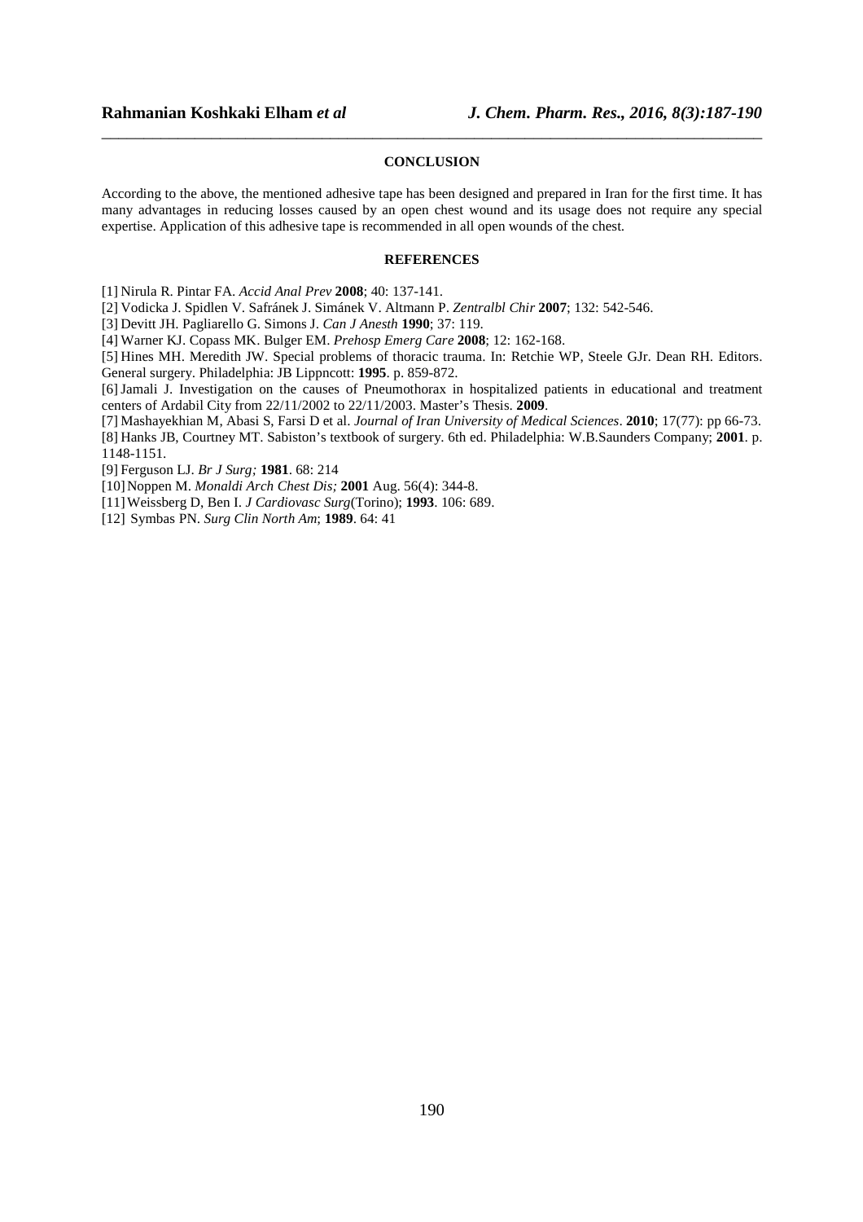## CONCLUSION

According to the above, the mentioned adhesive tape has been designed and prepared in Iran for the first time. It has many advantages in reducing losses caused by an open chest wound and its usage does not require any special expertise. Application of this adhesive tape is recommended in all open wounds of the chest.

## REFERENCES

[1] Nirula R. Pintar FA. *Accid Anal Prev* **2008**; 40: 137-141.

[2] Vodicka J. Spidlen V. Safránek J. Simánek V. Altmann P. *Zentralbl Chir* **2007**; 132: 542-546.

[3] Devitt JH. Pagliarello G. Simons J. *Can J Anesth* **1990**; 37: 119.

[4] Warner KJ. Copass MK. Bulger EM. *Prehosp Emerg Care* **2008**; 12: 162-168.

[5] Hines MH. Meredith JW. Special problems of thoracic trauma. In: Retchie WP, Steele GJr. Dean RH. Editors. General surgery. Philadelphia: JB Lippncott: **1995**. p. 859-872.

[6] Jamali J. Investigation on the causes of Pneumothorax in hospitalized patients in educational and treatment centers of Ardabil City from 22/11/2002 to 22/11/2003. Master's Thesis. **2009**.

[7] Mashayekhian M, Abasi S, Farsi D et al. *Journal of Iran University of Medical Sciences*. **2010**; 17(77): pp 66-73.

[8] Hanks JB, Courtney MT. Sabiston's textbook of surgery. 6th ed. Philadelphia: W.B.Saunders Company; **2001**. p. 1148-1151.

[9] Ferguson LJ. *Br J Surg;* **1981**. 68: 214

[10] Noppen M. *Monaldi Arch Chest Dis;* **2001** Aug. 56(4): 344-8.

[11] Weissberg D, Ben I. *J Cardiovasc Surg*(Torino); **1993**. 106: 689.

[12] Symbas PN. *Surg Clin North Am*; **1989**. 64: 41